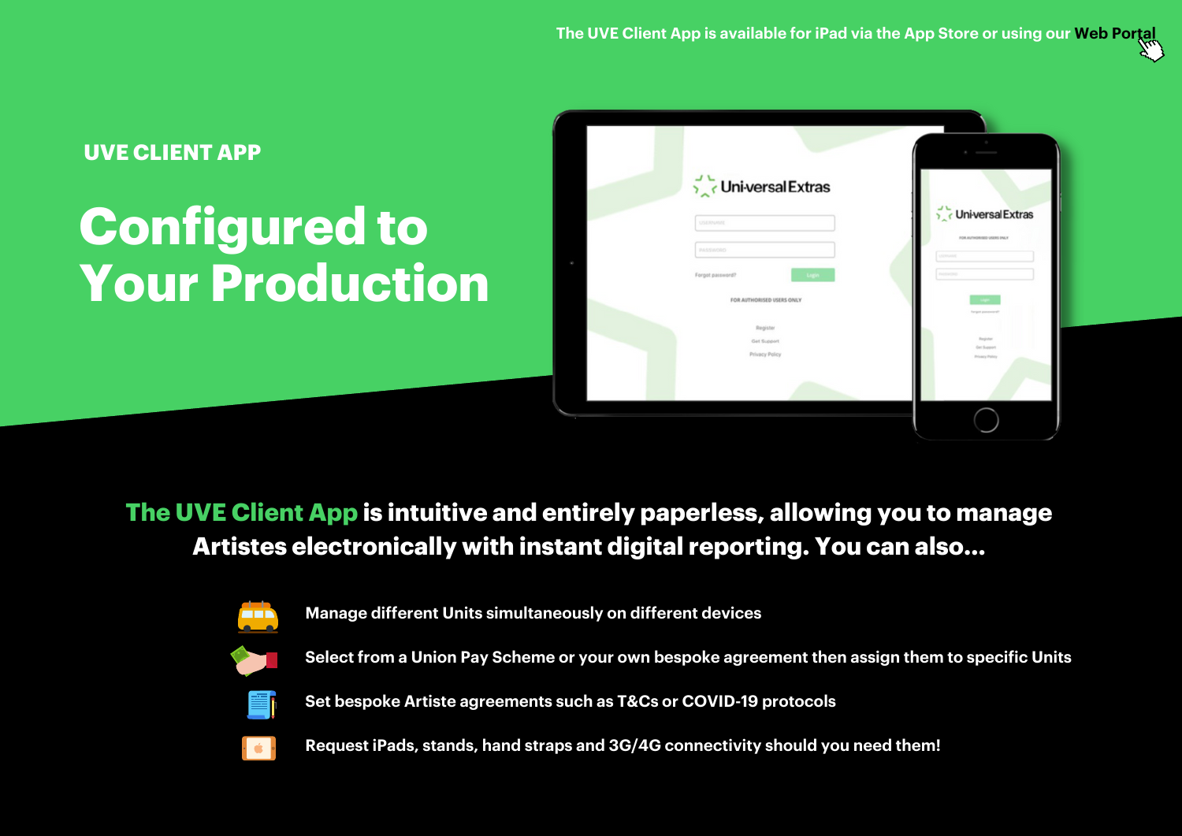The UVE Client App is available for iPad via the App Store or using our **Web Portal**

## UVE CLIENT APP

# Configured to Your Production

**The UVE Client App is intuitive and entirely paperless, allowing you to manage Artistes electronically with instant digital reporting. You can also...**

- Manage different Units simultaneously on different devices
- Select from a Union Pay Scheme or your own bespoke agreement then assign them to specific Units
- Set bespoke Artiste agreements such as T&Cs or COVID-19 protocols
- Request iPads, stands, hand straps and 3G/4G connectivity should you need them!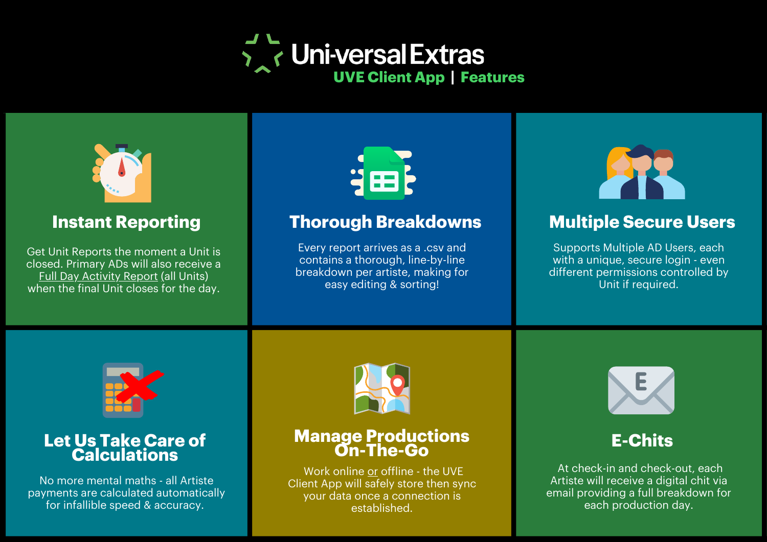# Uni-versal Extras

**UVE Client App | Features**

## Instant Reporting

Get Unit Reports the moment a Unit is closed. Primary ADs will also receive a Full Day Activity Report (all Units) when the final Unit closes for the day.

## Thorough Breakdowns

Every report arrives as a .csv and contains a thorough, line-by-line breakdown per artiste, making for easy editing & sorting!

## Multiple Secure Users

Supports Multiple AD Users, each with a unique, secure login - even different permissions controlled by Unit if required.

## Let Us Take Care of Calculations

No more mental maths - all Artiste payments are calculated automatically for infallible speed & accuracy.

## Manage Productions On-The-Go

Work online or offline - the UVE Client App will safely store then sync your data once a connection is established.

## E-Chits

At check-in and check-out, each Artiste will receive a digital chit via email providing a full breakdown for each production day.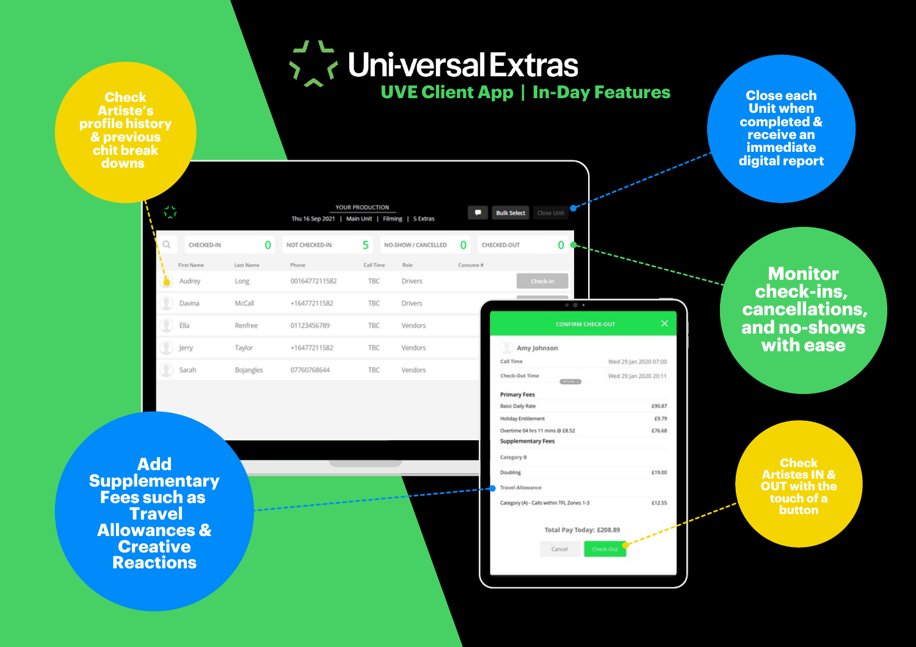# Uni-versal Extras

## UVE Client App | In-Day Features

**Check Artiste's profile history & previous chit break downs**

**Close each Unit when completed & receive an immediate digital report**

**Monitor check-ins, cancellations, and no-shows with ease**

**Add Supplementary Fees such as Travel Allowances & Creative Reactions**

**Check Artistes IN & OUT with the touch of a button**